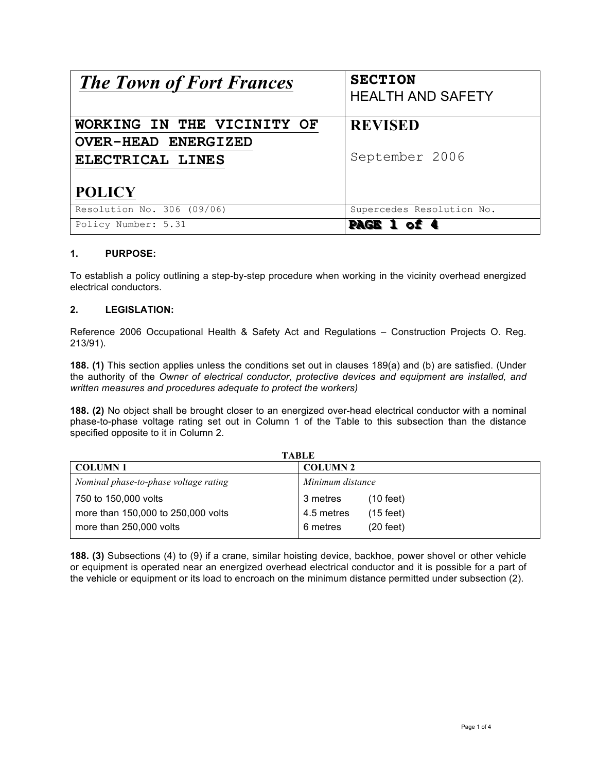| The Town of Fort Frances | SECTION<br>HEALTH AND SAFETY |
|---|---|
| **WORKING IN THE VICINITY OF OVER-HEAD ENERGIZED ELECTRICAL LINES**<br><br>**POLICY** | **REVISED**<br><br>September 2006 |
| Resolution No. 306 (09/06) | Supercedes Resolution No. |
| Policy Number: 5.31 | PAGE 1 of 4 |

**1. PURPOSE:**

To establish a policy outlining a step-by-step procedure when working in the vicinity overhead energized electrical conductors.

**2. LEGISLATION:**

Reference 2006 Occupational Health & Safety Act and Regulations – Construction Projects O. Reg. 213/91).

**188. (1)** This section applies unless the conditions set out in clauses 189(a) and (b) are satisfied. (Under the authority of the *Owner of electrical conductor, protective devices and equipment are installed, and written measures and procedures adequate to protect the workers)*

**188. (2)** No object shall be brought closer to an energized over-head electrical conductor with a nominal phase-to-phase voltage rating set out in Column 1 of the Table to this subsection than the distance specified opposite to it in Column 2.

**TABLE**

| COLUMN 1 | COLUMN 2 |
|---|---|
| *Nominal phase-to-phase voltage rating* | *Minimum distance* |
| 750 to 150,000 volts | 3 metres (10 feet) |
| more than 150,000 to 250,000 volts | 4.5 metres (15 feet) |
| more than 250,000 volts | 6 metres (20 feet) |

**188. (3)** Subsections (4) to (9) if a crane, similar hoisting device, backhoe, power shovel or other vehicle or equipment is operated near an energized overhead electrical conductor and it is possible for a part of the vehicle or equipment or its load to encroach on the minimum distance permitted under subsection (2).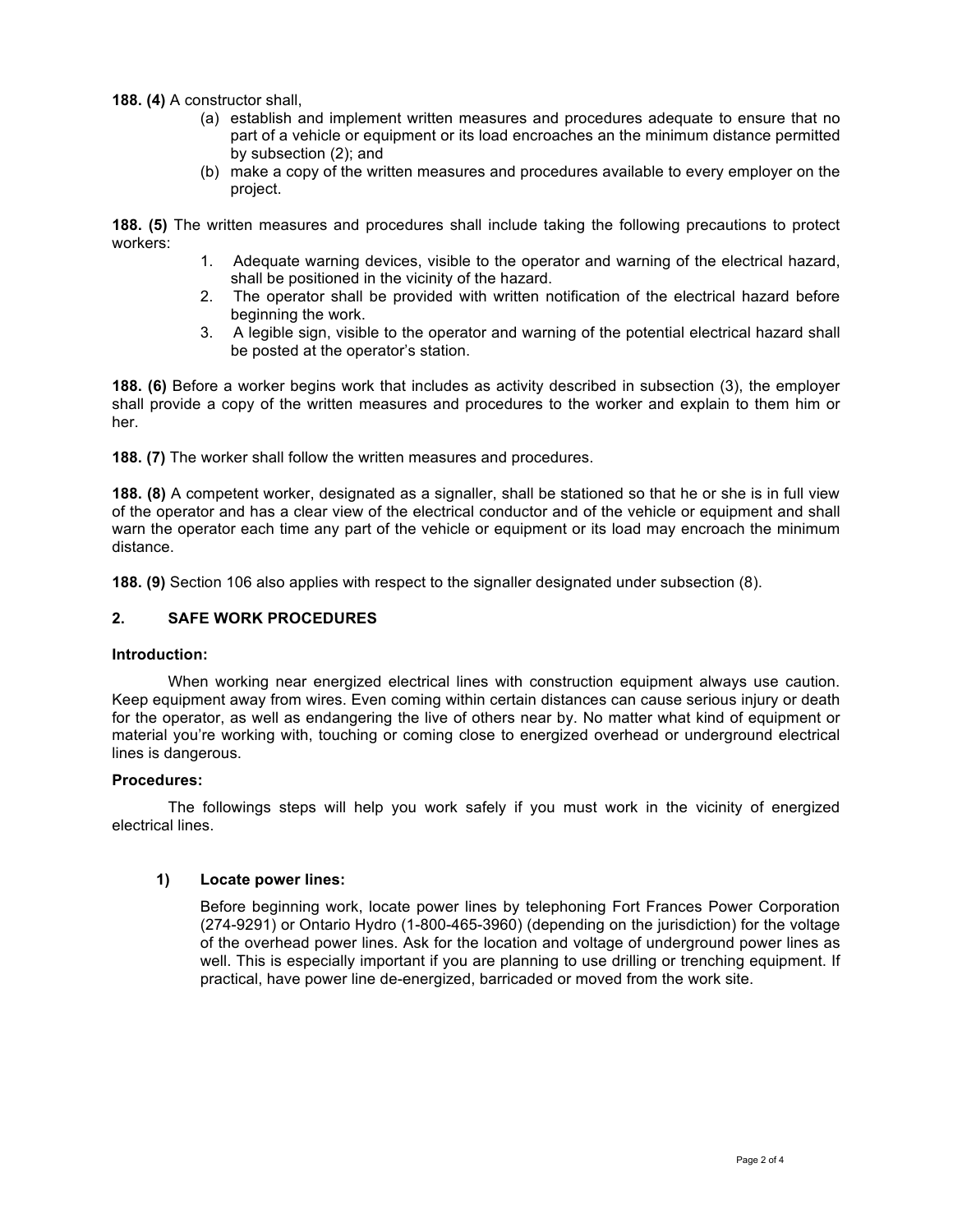**188. (4)** A constructor shall,

(a) establish and implement written measures and procedures adequate to ensure that no part of a vehicle or equipment or its load encroaches an the minimum distance permitted by subsection (2); and

(b) make a copy of the written measures and procedures available to every employer on the project.

**188. (5)** The written measures and procedures shall include taking the following precautions to protect workers:

1. Adequate warning devices, visible to the operator and warning of the electrical hazard, shall be positioned in the vicinity of the hazard.
2. The operator shall be provided with written notification of the electrical hazard before beginning the work.
3. A legible sign, visible to the operator and warning of the potential electrical hazard shall be posted at the operator's station.

**188. (6)** Before a worker begins work that includes as activity described in subsection (3), the employer shall provide a copy of the written measures and procedures to the worker and explain to them him or her.

**188. (7)** The worker shall follow the written measures and procedures.

**188. (8)** A competent worker, designated as a signaller, shall be stationed so that he or she is in full view of the operator and has a clear view of the electrical conductor and of the vehicle or equipment and shall warn the operator each time any part of the vehicle or equipment or its load may encroach the minimum distance.

**188. (9)** Section 106 also applies with respect to the signaller designated under subsection (8).

## 2. SAFE WORK PROCEDURES

**Introduction:**

When working near energized electrical lines with construction equipment always use caution. Keep equipment away from wires. Even coming within certain distances can cause serious injury or death for the operator, as well as endangering the live of others near by. No matter what kind of equipment or material you're working with, touching or coming close to energized overhead or underground electrical lines is dangerous.

**Procedures:**

The followings steps will help you work safely if you must work in the vicinity of energized electrical lines.

### 1) Locate power lines:

Before beginning work, locate power lines by telephoning Fort Frances Power Corporation (274-9291) or Ontario Hydro (1-800-465-3960) (depending on the jurisdiction) for the voltage of the overhead power lines. Ask for the location and voltage of underground power lines as well. This is especially important if you are planning to use drilling or trenching equipment. If practical, have power line de-energized, barricaded or moved from the work site.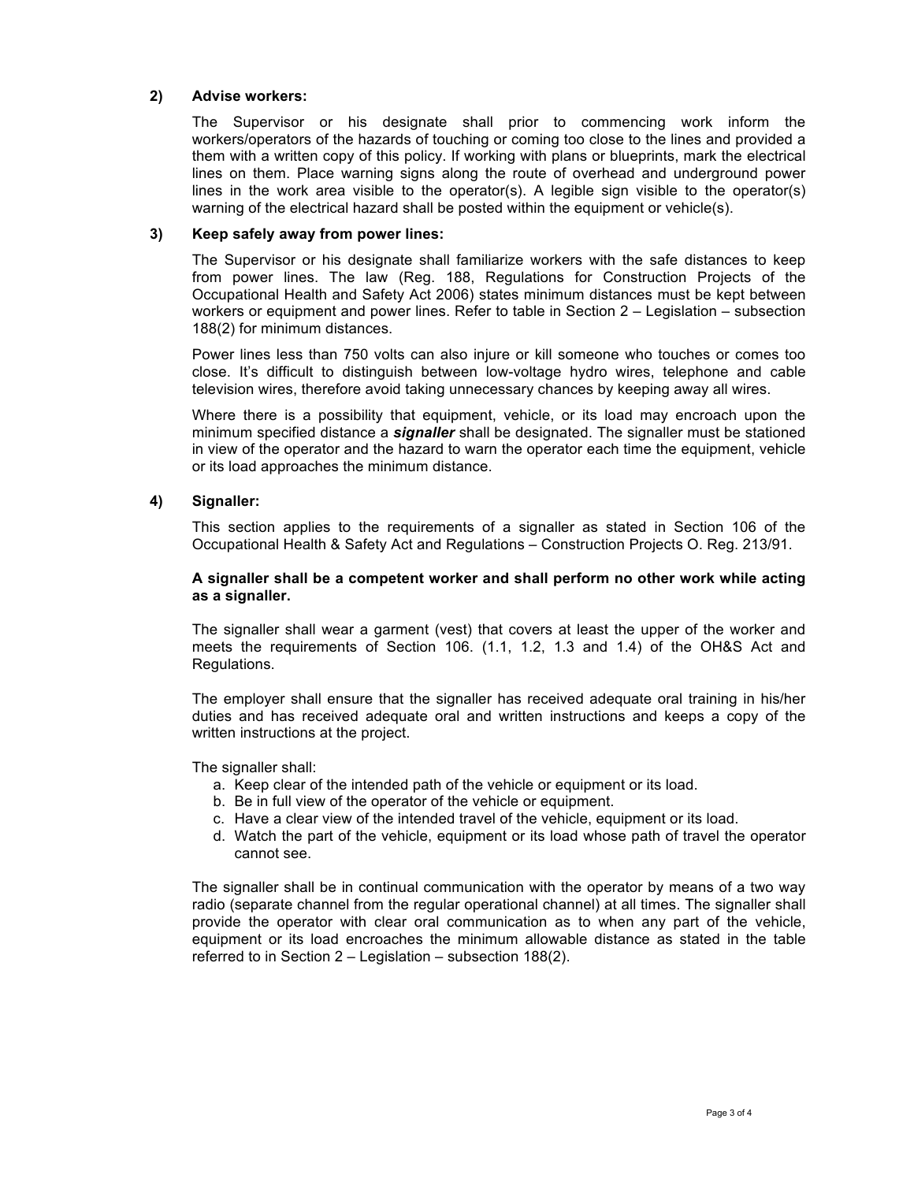**2) Advise workers:**

The Supervisor or his designate shall prior to commencing work inform the workers/operators of the hazards of touching or coming too close to the lines and provided a them with a written copy of this policy. If working with plans or blueprints, mark the electrical lines on them. Place warning signs along the route of overhead and underground power lines in the work area visible to the operator(s). A legible sign visible to the operator(s) warning of the electrical hazard shall be posted within the equipment or vehicle(s).

**3) Keep safely away from power lines:**

The Supervisor or his designate shall familiarize workers with the safe distances to keep from power lines. The law (Reg. 188, Regulations for Construction Projects of the Occupational Health and Safety Act 2006) states minimum distances must be kept between workers or equipment and power lines. Refer to table in Section 2 – Legislation – subsection 188(2) for minimum distances.

Power lines less than 750 volts can also injure or kill someone who touches or comes too close. It's difficult to distinguish between low-voltage hydro wires, telephone and cable television wires, therefore avoid taking unnecessary chances by keeping away all wires.

Where there is a possibility that equipment, vehicle, or its load may encroach upon the minimum specified distance a ***signaller*** shall be designated. The signaller must be stationed in view of the operator and the hazard to warn the operator each time the equipment, vehicle or its load approaches the minimum distance.

**4) Signaller:**

This section applies to the requirements of a signaller as stated in Section 106 of the Occupational Health & Safety Act and Regulations – Construction Projects O. Reg. 213/91.

**A signaller shall be a competent worker and shall perform no other work while acting as a signaller.**

The signaller shall wear a garment (vest) that covers at least the upper of the worker and meets the requirements of Section 106. (1.1, 1.2, 1.3 and 1.4) of the OH&S Act and Regulations.

The employer shall ensure that the signaller has received adequate oral training in his/her duties and has received adequate oral and written instructions and keeps a copy of the written instructions at the project.

The signaller shall:

a. Keep clear of the intended path of the vehicle or equipment or its load.
b. Be in full view of the operator of the vehicle or equipment.
c. Have a clear view of the intended travel of the vehicle, equipment or its load.
d. Watch the part of the vehicle, equipment or its load whose path of travel the operator cannot see.

The signaller shall be in continual communication with the operator by means of a two way radio (separate channel from the regular operational channel) at all times. The signaller shall provide the operator with clear oral communication as to when any part of the vehicle, equipment or its load encroaches the minimum allowable distance as stated in the table referred to in Section 2 – Legislation – subsection 188(2).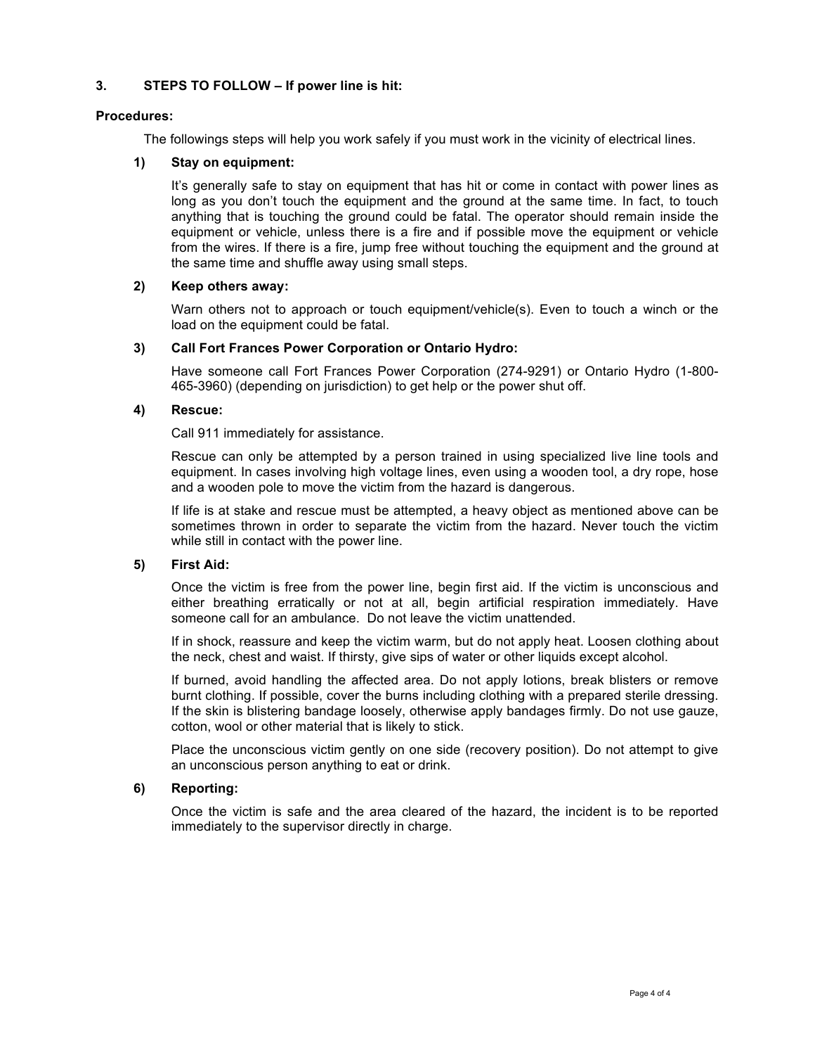## 3. STEPS TO FOLLOW – If power line is hit:

**Procedures:**

The followings steps will help you work safely if you must work in the vicinity of electrical lines.

### 1) Stay on equipment:

It's generally safe to stay on equipment that has hit or come in contact with power lines as long as you don't touch the equipment and the ground at the same time. In fact, to touch anything that is touching the ground could be fatal. The operator should remain inside the equipment or vehicle, unless there is a fire and if possible move the equipment or vehicle from the wires. If there is a fire, jump free without touching the equipment and the ground at the same time and shuffle away using small steps.

### 2) Keep others away:

Warn others not to approach or touch equipment/vehicle(s). Even to touch a winch or the load on the equipment could be fatal.

### 3) Call Fort Frances Power Corporation or Ontario Hydro:

Have someone call Fort Frances Power Corporation (274-9291) or Ontario Hydro (1-800-465-3960) (depending on jurisdiction) to get help or the power shut off.

### 4) Rescue:

Call 911 immediately for assistance.

Rescue can only be attempted by a person trained in using specialized live line tools and equipment. In cases involving high voltage lines, even using a wooden tool, a dry rope, hose and a wooden pole to move the victim from the hazard is dangerous.

If life is at stake and rescue must be attempted, a heavy object as mentioned above can be sometimes thrown in order to separate the victim from the hazard. Never touch the victim while still in contact with the power line.

### 5) First Aid:

Once the victim is free from the power line, begin first aid. If the victim is unconscious and either breathing erratically or not at all, begin artificial respiration immediately. Have someone call for an ambulance. Do not leave the victim unattended.

If in shock, reassure and keep the victim warm, but do not apply heat. Loosen clothing about the neck, chest and waist. If thirsty, give sips of water or other liquids except alcohol.

If burned, avoid handling the affected area. Do not apply lotions, break blisters or remove burnt clothing. If possible, cover the burns including clothing with a prepared sterile dressing. If the skin is blistering bandage loosely, otherwise apply bandages firmly. Do not use gauze, cotton, wool or other material that is likely to stick.

Place the unconscious victim gently on one side (recovery position). Do not attempt to give an unconscious person anything to eat or drink.

### 6) Reporting:

Once the victim is safe and the area cleared of the hazard, the incident is to be reported immediately to the supervisor directly in charge.